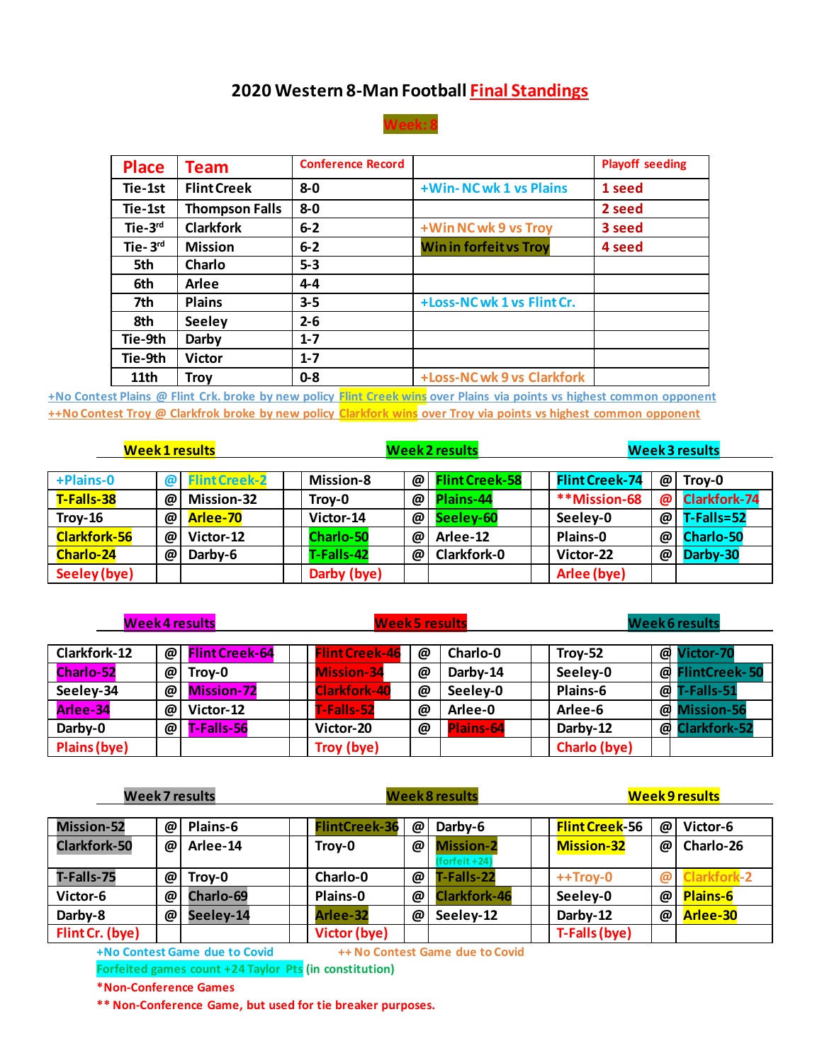# 2020 Western 8-Man Football Final Standings

**Week: 8**

| Place | Team | Conference Record | | Playoff seeding |
|---|---|---|---|---|
| Tie-1st | Flint Creek | 8-0 | +Win- NC wk 1 vs Plains | 1 seed |
| Tie-1st | Thompson Falls | 8-0 | | 2 seed |
| Tie-3rd | Clarkfork | 6-2 | +Win NC wk 9 vs Troy | 3 seed |
| Tie- 3rd | Mission | 6-2 | Win in forfeit vs Troy | 4 seed |
| 5th | Charlo | 5-3 | | |
| 6th | Arlee | 4-4 | | |
| 7th | Plains | 3-5 | +Loss-NC wk 1 vs Flint Cr. | |
| 8th | Seeley | 2-6 | | |
| Tie-9th | Darby | 1-7 | | |
| Tie-9th | Victor | 1-7 | | |
| 11th | Troy | 0-8 | +Loss-NC wk 9 vs Clarkfork | |

+No Contest Plains @ Flint Crk. broke by new policy Flint Creek wins over Plains via points vs highest common opponent

++No Contest Troy @ Clarkfrok broke by new policy Clarkfork wins over Troy via points vs highest common opponent

| Week 1 results | | | | Week 2 results | | | | Week 3 results | | |
|---|---|---|---|---|---|---|---|---|---|---|
| +Plains-0 | @ | Flint Creek-2 | | Mission-8 | @ | Flint Creek-58 | | Flint Creek-74 | @ | Troy-0 |
| T-Falls-38 | @ | Mission-32 | | Troy-0 | @ | Plains-44 | | **Mission-68 | @ | Clarkfork-74 |
| Troy-16 | @ | Arlee-70 | | Victor-14 | @ | Seeley-60 | | Seeley-0 | @ | T-Falls=52 |
| Clarkfork-56 | @ | Victor-12 | | Charlo-50 | @ | Arlee-12 | | Plains-0 | @ | Charlo-50 |
| Charlo-24 | @ | Darby-6 | | T-Falls-42 | @ | Clarkfork-0 | | Victor-22 | @ | Darby-30 |
| Seeley (bye) | | | | Darby (bye) | | | | Arlee (bye) | | |

| Week 4 results | | | | Week 5 results | | | | Week 6 results | | |
|---|---|---|---|---|---|---|---|---|---|---|
| Clarkfork-12 | @ | Flint Creek-64 | | Flint Creek-46 | @ | Charlo-0 | | Troy-52 | @ | Victor-70 |
| Charlo-52 | @ | Troy-0 | | Mission-34 | @ | Darby-14 | | Seeley-0 | @ | FlintCreek- 50 |
| Seeley-34 | @ | Mission-72 | | Clarkfork-40 | @ | Seeley-0 | | Plains-6 | @ | T-Falls-51 |
| Arlee-34 | @ | Victor-12 | | T-Falls-52 | @ | Arlee-0 | | Arlee-6 | @ | Mission-56 |
| Darby-0 | @ | T-Falls-56 | | Victor-20 | @ | Plains-64 | | Darby-12 | @ | Clarkfork-52 |
| Plains (bye) | | | | Troy (bye) | | | | Charlo (bye) | | |

| Week 7 results | | | | Week 8 results | | | | Week 9 results | | |
|---|---|---|---|---|---|---|---|---|---|---|
| Mission-52 | @ | Plains-6 | | FlintCreek-36 | @ | Darby-6 | | Flint Creek-56 | @ | Victor-6 |
| Clarkfork-50 | @ | Arlee-14 | | Troy-0 | @ | Mission-2 (forfeit +24) | | Mission-32 | @ | Charlo-26 |
| T-Falls-75 | @ | Troy-0 | | Charlo-0 | @ | T-Falls-22 | | ++Troy-0 | @ | Clarkfork-2 |
| Victor-6 | @ | Charlo-69 | | Plains-0 | @ | Clarkfork-46 | | Seeley-0 | @ | Plains-6 |
| Darby-8 | @ | Seeley-14 | | Arlee-32 | @ | Seeley-12 | | Darby-12 | @ | Arlee-30 |
| Flint Cr. (bye) | | | | Victor (bye) | | | | T-Falls (bye) | | |

+No Contest Game due to Covid ++ No Contest Game due to Covid

Forfeited games count +24 Taylor Pts (in constitution)

*Non-Conference Games

** Non-Conference Game, but used for tie breaker purposes.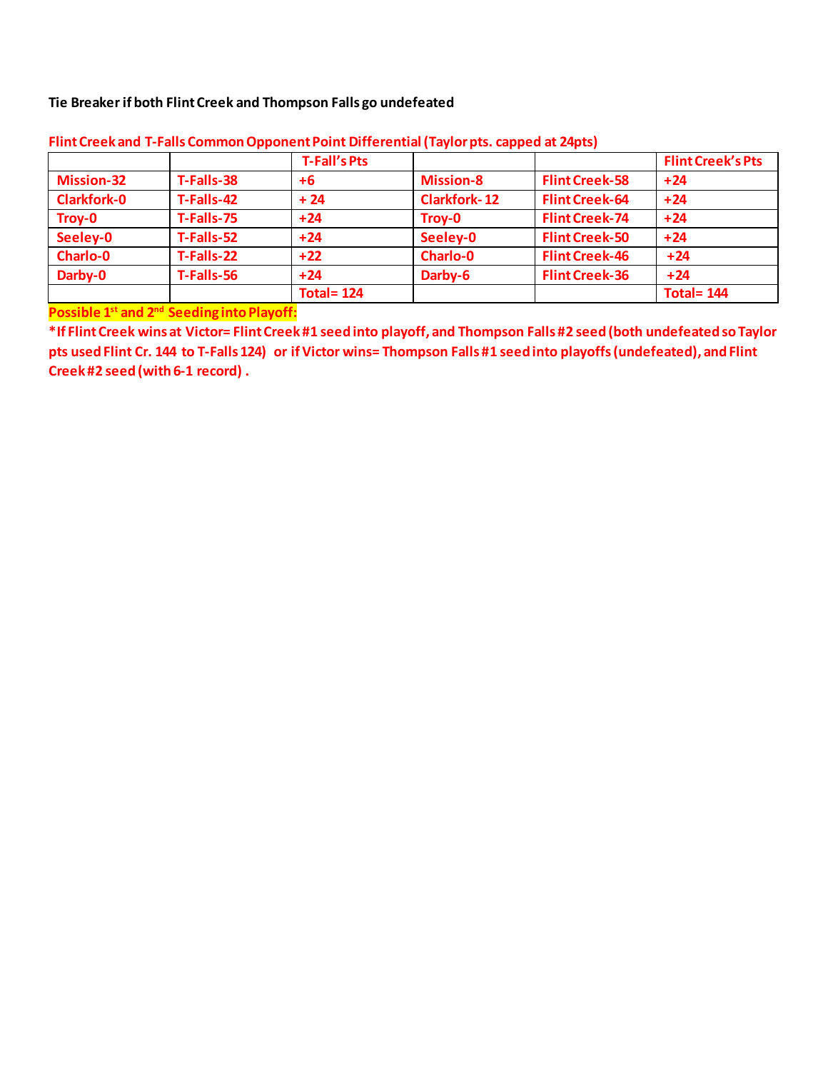**Tie Breaker if both Flint Creek and Thompson Falls go undefeated**

**Flint Creek and T-Falls Common Opponent Point Differential (Taylor pts. capped at 24pts)**

| | | T-Fall's Pts | | | Flint Creek's Pts |
|---|---|---|---|---|---|
| Mission-32 | T-Falls-38 | +6 | Mission-8 | Flint Creek-58 | +24 |
| Clarkfork-0 | T-Falls-42 | + 24 | Clarkfork- 12 | Flint Creek-64 | +24 |
| Troy-0 | T-Falls-75 | +24 | Troy-0 | Flint Creek-74 | +24 |
| Seeley-0 | T-Falls-52 | +24 | Seeley-0 | Flint Creek-50 | +24 |
| Charlo-0 | T-Falls-22 | +22 | Charlo-0 | Flint Creek-46 | +24 |
| Darby-0 | T-Falls-56 | +24 | Darby-6 | Flint Creek-36 | +24 |
| | | Total= 124 | | | Total= 144 |

**Possible 1st and 2nd Seeding into Playoff:**

**\*If Flint Creek wins at Victor= Flint Creek #1 seed into playoff, and Thompson Falls #2 seed (both undefeated so Taylor pts used Flint Cr. 144 to T-Falls 124) or if Victor wins= Thompson Falls #1 seed into playoffs (undefeated), and Flint Creek #2 seed (with 6-1 record) .**